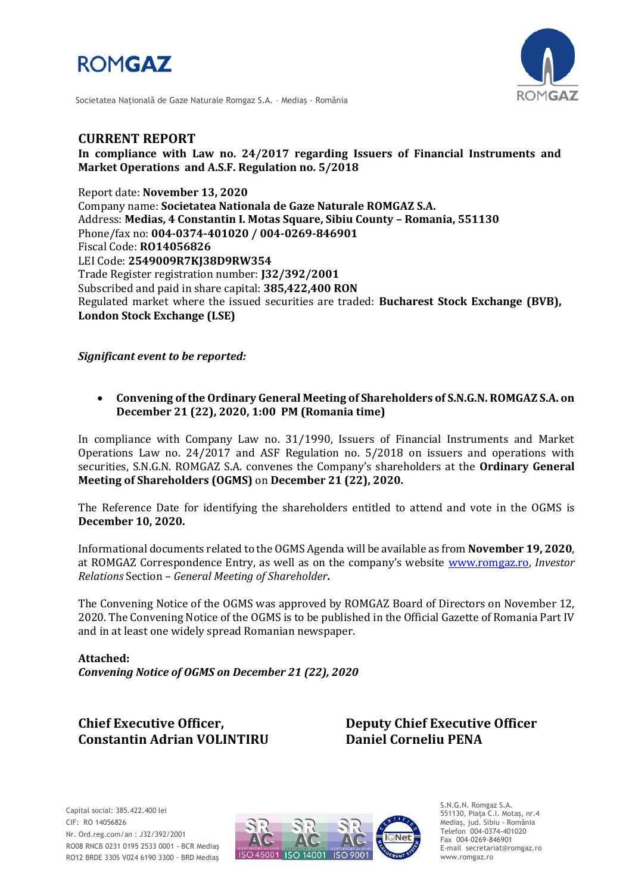ROMGAZ

Societatea Națională de Gaze Naturale Romgaz S.A. – Mediaș - România

## CURRENT REPORT

**In compliance with Law no. 24/2017 regarding Issuers of Financial Instruments and Market Operations and A.S.F. Regulation no. 5/2018**

Report date: **November 13, 2020**
Company name: **Societatea Nationala de Gaze Naturale ROMGAZ S.A.**
Address: **Medias, 4 Constantin I. Motas Square, Sibiu County – Romania, 551130**
Phone/fax no: **004-0374-401020 / 004-0269-846901**
Fiscal Code: **RO14056826**
LEI Code: **2549009R7KJ38D9RW354**
Trade Register registration number: **J32/392/2001**
Subscribed and paid in share capital: **385,422,400 RON**
Regulated market where the issued securities are traded: **Bucharest Stock Exchange (BVB), London Stock Exchange (LSE)**

***Significant event to be reported:***

- **Convening of the Ordinary General Meeting of Shareholders of S.N.G.N. ROMGAZ S.A. on December 21 (22), 2020, 1:00 PM (Romania time)**

In compliance with Company Law no. 31/1990, Issuers of Financial Instruments and Market Operations Law no. 24/2017 and ASF Regulation no. 5/2018 on issuers and operations with securities, S.N.G.N. ROMGAZ S.A. convenes the Company's shareholders at the **Ordinary General Meeting of Shareholders (OGMS)** on **December 21 (22), 2020.**

The Reference Date for identifying the shareholders entitled to attend and vote in the OGMS is **December 10, 2020.**

Informational documents related to the OGMS Agenda will be available as from **November 19, 2020**, at ROMGAZ Correspondence Entry, as well as on the company's website www.romgaz.ro, *Investor Relations* Section – *General Meeting of Shareholder***.**

The Convening Notice of the OGMS was approved by ROMGAZ Board of Directors on November 12, 2020. The Convening Notice of the OGMS is to be published in the Official Gazette of Romania Part IV and in at least one widely spread Romanian newspaper.

**Attached:**
***Convening Notice of OGMS on December 21 (22), 2020***

**Chief Executive Officer,**
**Constantin Adrian VOLINTIRU**

**Deputy Chief Executive Officer**
**Daniel Corneliu PENA**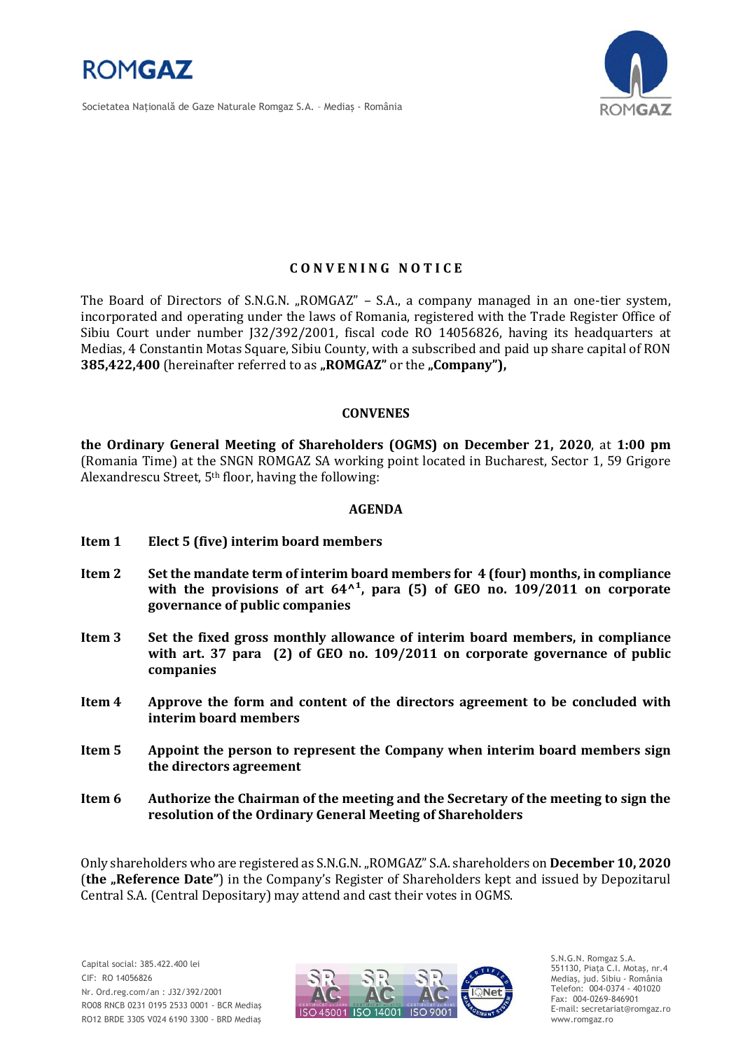# CONVENING NOTICE

The Board of Directors of S.N.G.N. „ROMGAZ" – S.A., a company managed in an one-tier system, incorporated and operating under the laws of Romania, registered with the Trade Register Office of Sibiu Court under number J32/392/2001, fiscal code RO 14056826, having its headquarters at Medias, 4 Constantin Motas Square, Sibiu County, with a subscribed and paid up share capital of RON **385,422,400** (hereinafter referred to as **„ROMGAZ"** or the **„Company"),**

**CONVENES**

**the Ordinary General Meeting of Shareholders (OGMS) on December 21, 2020**, at **1:00 pm** (Romania Time) at the SNGN ROMGAZ SA working point located in Bucharest, Sector 1, 59 Grigore Alexandrescu Street, 5th floor, having the following:

**AGENDA**

**Item 1** **Elect 5 (five) interim board members**

**Item 2** **Set the mandate term of interim board members for 4 (four) months, in compliance with the provisions of art 64^1, para (5) of GEO no. 109/2011 on corporate governance of public companies**

**Item 3** **Set the fixed gross monthly allowance of interim board members, in compliance with art. 37 para (2) of GEO no. 109/2011 on corporate governance of public companies**

**Item 4** **Approve the form and content of the directors agreement to be concluded with interim board members**

**Item 5** **Appoint the person to represent the Company when interim board members sign the directors agreement**

**Item 6** **Authorize the Chairman of the meeting and the Secretary of the meeting to sign the resolution of the Ordinary General Meeting of Shareholders**

Only shareholders who are registered as S.N.G.N. „ROMGAZ" S.A. shareholders on **December 10, 2020** (**the „Reference Date"**) in the Company's Register of Shareholders kept and issued by Depozitarul Central S.A. (Central Depositary) may attend and cast their votes in OGMS.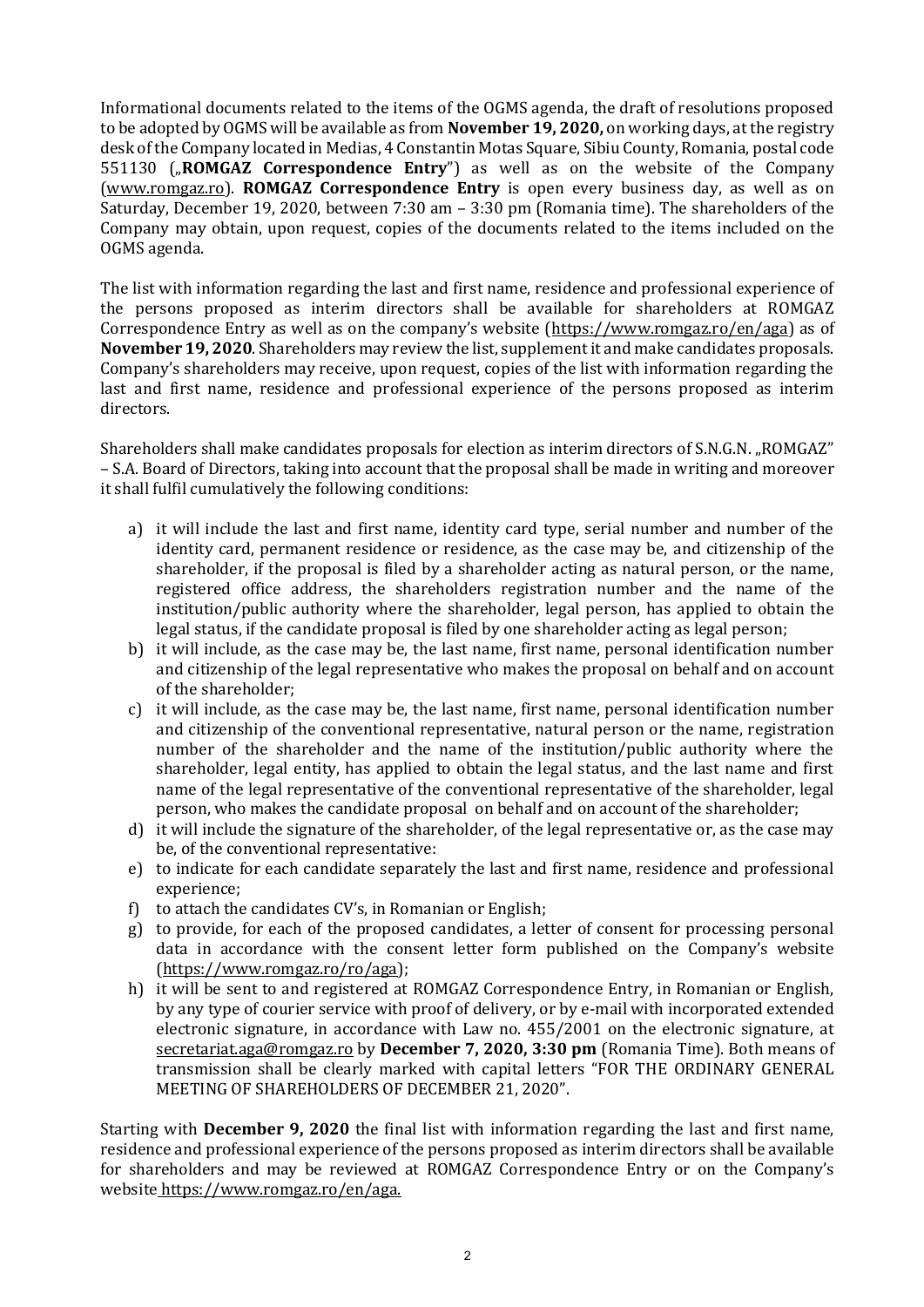Informational documents related to the items of the OGMS agenda, the draft of resolutions proposed to be adopted by OGMS will be available as from **November 19, 2020,** on working days, at the registry desk of the Company located in Medias, 4 Constantin Motas Square, Sibiu County, Romania, postal code 551130 („**ROMGAZ Correspondence Entry**") as well as on the website of the Company (www.romgaz.ro). **ROMGAZ Correspondence Entry** is open every business day, as well as on Saturday, December 19, 2020, between 7:30 am – 3:30 pm (Romania time). The shareholders of the Company may obtain, upon request, copies of the documents related to the items included on the OGMS agenda.

The list with information regarding the last and first name, residence and professional experience of the persons proposed as interim directors shall be available for shareholders at ROMGAZ Correspondence Entry as well as on the company's website (https://www.romgaz.ro/en/aga) as of **November 19, 2020**. Shareholders may review the list, supplement it and make candidates proposals. Company's shareholders may receive, upon request, copies of the list with information regarding the last and first name, residence and professional experience of the persons proposed as interim directors.

Shareholders shall make candidates proposals for election as interim directors of S.N.G.N. „ROMGAZ" – S.A. Board of Directors, taking into account that the proposal shall be made in writing and moreover it shall fulfil cumulatively the following conditions:

a) it will include the last and first name, identity card type, serial number and number of the identity card, permanent residence or residence, as the case may be, and citizenship of the shareholder, if the proposal is filed by a shareholder acting as natural person, or the name, registered office address, the shareholders registration number and the name of the institution/public authority where the shareholder, legal person, has applied to obtain the legal status, if the candidate proposal is filed by one shareholder acting as legal person;
b) it will include, as the case may be, the last name, first name, personal identification number and citizenship of the legal representative who makes the proposal on behalf and on account of the shareholder;
c) it will include, as the case may be, the last name, first name, personal identification number and citizenship of the conventional representative, natural person or the name, registration number of the shareholder and the name of the institution/public authority where the shareholder, legal entity, has applied to obtain the legal status, and the last name and first name of the legal representative of the conventional representative of the shareholder, legal person, who makes the candidate proposal on behalf and on account of the shareholder;
d) it will include the signature of the shareholder, of the legal representative or, as the case may be, of the conventional representative:
e) to indicate for each candidate separately the last and first name, residence and professional experience;
f) to attach the candidates CV's, in Romanian or English;
g) to provide, for each of the proposed candidates, a letter of consent for processing personal data in accordance with the consent letter form published on the Company's website (https://www.romgaz.ro/ro/aga);
h) it will be sent to and registered at ROMGAZ Correspondence Entry, in Romanian or English, by any type of courier service with proof of delivery, or by e-mail with incorporated extended electronic signature, in accordance with Law no. 455/2001 on the electronic signature, at secretariat.aga@romgaz.ro by **December 7, 2020, 3:30 pm** (Romania Time). Both means of transmission shall be clearly marked with capital letters "FOR THE ORDINARY GENERAL MEETING OF SHAREHOLDERS OF DECEMBER 21, 2020".

Starting with **December 9, 2020** the final list with information regarding the last and first name, residence and professional experience of the persons proposed as interim directors shall be available for shareholders and may be reviewed at ROMGAZ Correspondence Entry or on the Company's website https://www.romgaz.ro/en/aga.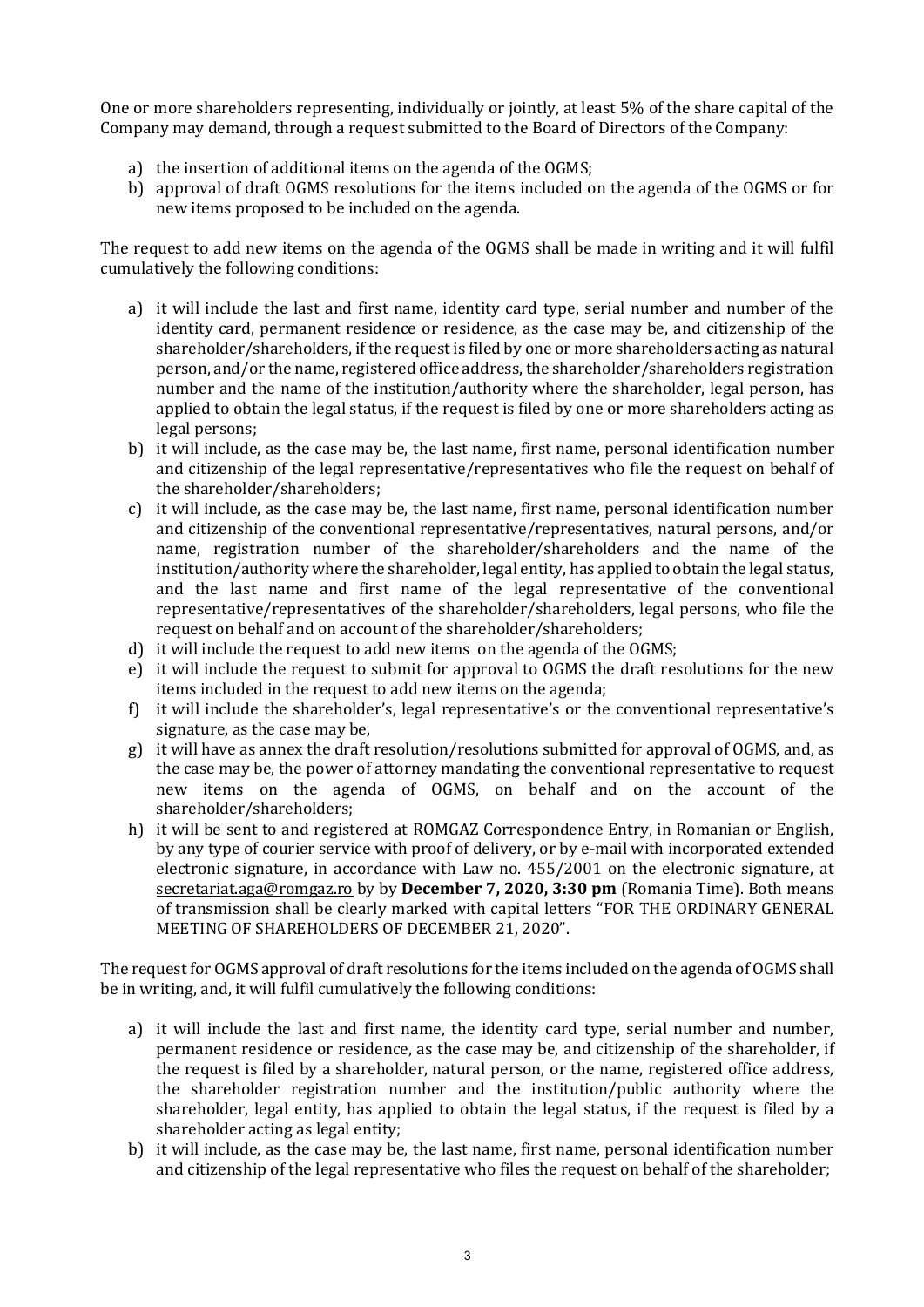One or more shareholders representing, individually or jointly, at least 5% of the share capital of the Company may demand, through a request submitted to the Board of Directors of the Company:

a) the insertion of additional items on the agenda of the OGMS;
b) approval of draft OGMS resolutions for the items included on the agenda of the OGMS or for new items proposed to be included on the agenda.

The request to add new items on the agenda of the OGMS shall be made in writing and it will fulfil cumulatively the following conditions:

a) it will include the last and first name, identity card type, serial number and number of the identity card, permanent residence or residence, as the case may be, and citizenship of the shareholder/shareholders, if the request is filed by one or more shareholders acting as natural person, and/or the name, registered office address, the shareholder/shareholders registration number and the name of the institution/authority where the shareholder, legal person, has applied to obtain the legal status, if the request is filed by one or more shareholders acting as legal persons;
b) it will include, as the case may be, the last name, first name, personal identification number and citizenship of the legal representative/representatives who file the request on behalf of the shareholder/shareholders;
c) it will include, as the case may be, the last name, first name, personal identification number and citizenship of the conventional representative/representatives, natural persons, and/or name, registration number of the shareholder/shareholders and the name of the institution/authority where the shareholder, legal entity, has applied to obtain the legal status, and the last name and first name of the legal representative of the conventional representative/representatives of the shareholder/shareholders, legal persons, who file the request on behalf and on account of the shareholder/shareholders;
d) it will include the request to add new items on the agenda of the OGMS;
e) it will include the request to submit for approval to OGMS the draft resolutions for the new items included in the request to add new items on the agenda;
f) it will include the shareholder's, legal representative's or the conventional representative's signature, as the case may be,
g) it will have as annex the draft resolution/resolutions submitted for approval of OGMS, and, as the case may be, the power of attorney mandating the conventional representative to request new items on the agenda of OGMS, on behalf and on the account of the shareholder/shareholders;
h) it will be sent to and registered at ROMGAZ Correspondence Entry, in Romanian or English, by any type of courier service with proof of delivery, or by e-mail with incorporated extended electronic signature, in accordance with Law no. 455/2001 on the electronic signature, at secretariat.aga@romgaz.ro by by **December 7, 2020, 3:30 pm** (Romania Time). Both means of transmission shall be clearly marked with capital letters "FOR THE ORDINARY GENERAL MEETING OF SHAREHOLDERS OF DECEMBER 21, 2020".

The request for OGMS approval of draft resolutions for the items included on the agenda of OGMS shall be in writing, and, it will fulfil cumulatively the following conditions:

a) it will include the last and first name, the identity card type, serial number and number, permanent residence or residence, as the case may be, and citizenship of the shareholder, if the request is filed by a shareholder, natural person, or the name, registered office address, the shareholder registration number and the institution/public authority where the shareholder, legal entity, has applied to obtain the legal status, if the request is filed by a shareholder acting as legal entity;
b) it will include, as the case may be, the last name, first name, personal identification number and citizenship of the legal representative who files the request on behalf of the shareholder;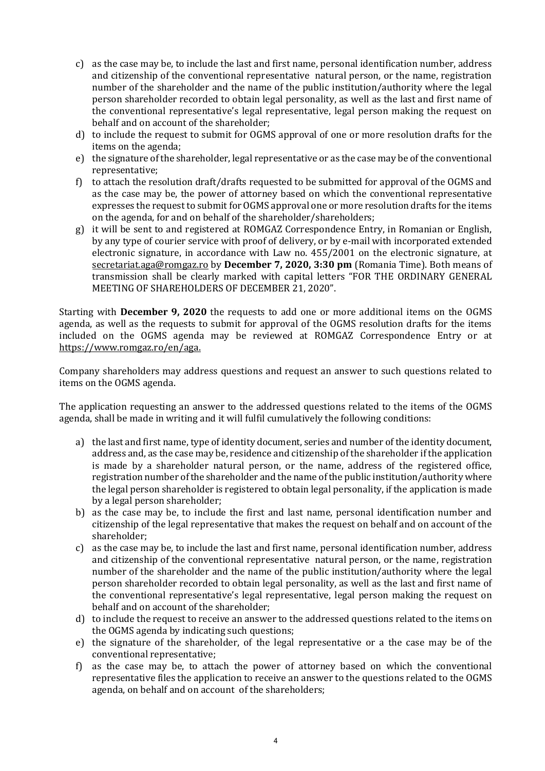c) as the case may be, to include the last and first name, personal identification number, address and citizenship of the conventional representative natural person, or the name, registration number of the shareholder and the name of the public institution/authority where the legal person shareholder recorded to obtain legal personality, as well as the last and first name of the conventional representative's legal representative, legal person making the request on behalf and on account of the shareholder;

d) to include the request to submit for OGMS approval of one or more resolution drafts for the items on the agenda;

e) the signature of the shareholder, legal representative or as the case may be of the conventional representative;

f) to attach the resolution draft/drafts requested to be submitted for approval of the OGMS and as the case may be, the power of attorney based on which the conventional representative expresses the request to submit for OGMS approval one or more resolution drafts for the items on the agenda, for and on behalf of the shareholder/shareholders;

g) it will be sent to and registered at ROMGAZ Correspondence Entry, in Romanian or English, by any type of courier service with proof of delivery, or by e-mail with incorporated extended electronic signature, in accordance with Law no. 455/2001 on the electronic signature, at secretariat.aga@romgaz.ro by **December 7, 2020, 3:30 pm** (Romania Time). Both means of transmission shall be clearly marked with capital letters "FOR THE ORDINARY GENERAL MEETING OF SHAREHOLDERS OF DECEMBER 21, 2020".

Starting with **December 9, 2020** the requests to add one or more additional items on the OGMS agenda, as well as the requests to submit for approval of the OGMS resolution drafts for the items included on the OGMS agenda may be reviewed at ROMGAZ Correspondence Entry or at https://www.romgaz.ro/en/aga.

Company shareholders may address questions and request an answer to such questions related to items on the OGMS agenda.

The application requesting an answer to the addressed questions related to the items of the OGMS agenda, shall be made in writing and it will fulfil cumulatively the following conditions:

a) the last and first name, type of identity document, series and number of the identity document, address and, as the case may be, residence and citizenship of the shareholder if the application is made by a shareholder natural person, or the name, address of the registered office, registration number of the shareholder and the name of the public institution/authority where the legal person shareholder is registered to obtain legal personality, if the application is made by a legal person shareholder;

b) as the case may be, to include the first and last name, personal identification number and citizenship of the legal representative that makes the request on behalf and on account of the shareholder;

c) as the case may be, to include the last and first name, personal identification number, address and citizenship of the conventional representative natural person, or the name, registration number of the shareholder and the name of the public institution/authority where the legal person shareholder recorded to obtain legal personality, as well as the last and first name of the conventional representative's legal representative, legal person making the request on behalf and on account of the shareholder;

d) to include the request to receive an answer to the addressed questions related to the items on the OGMS agenda by indicating such questions;

e) the signature of the shareholder, of the legal representative or a the case may be of the conventional representative;

f) as the case may be, to attach the power of attorney based on which the conventional representative files the application to receive an answer to the questions related to the OGMS agenda, on behalf and on account of the shareholders;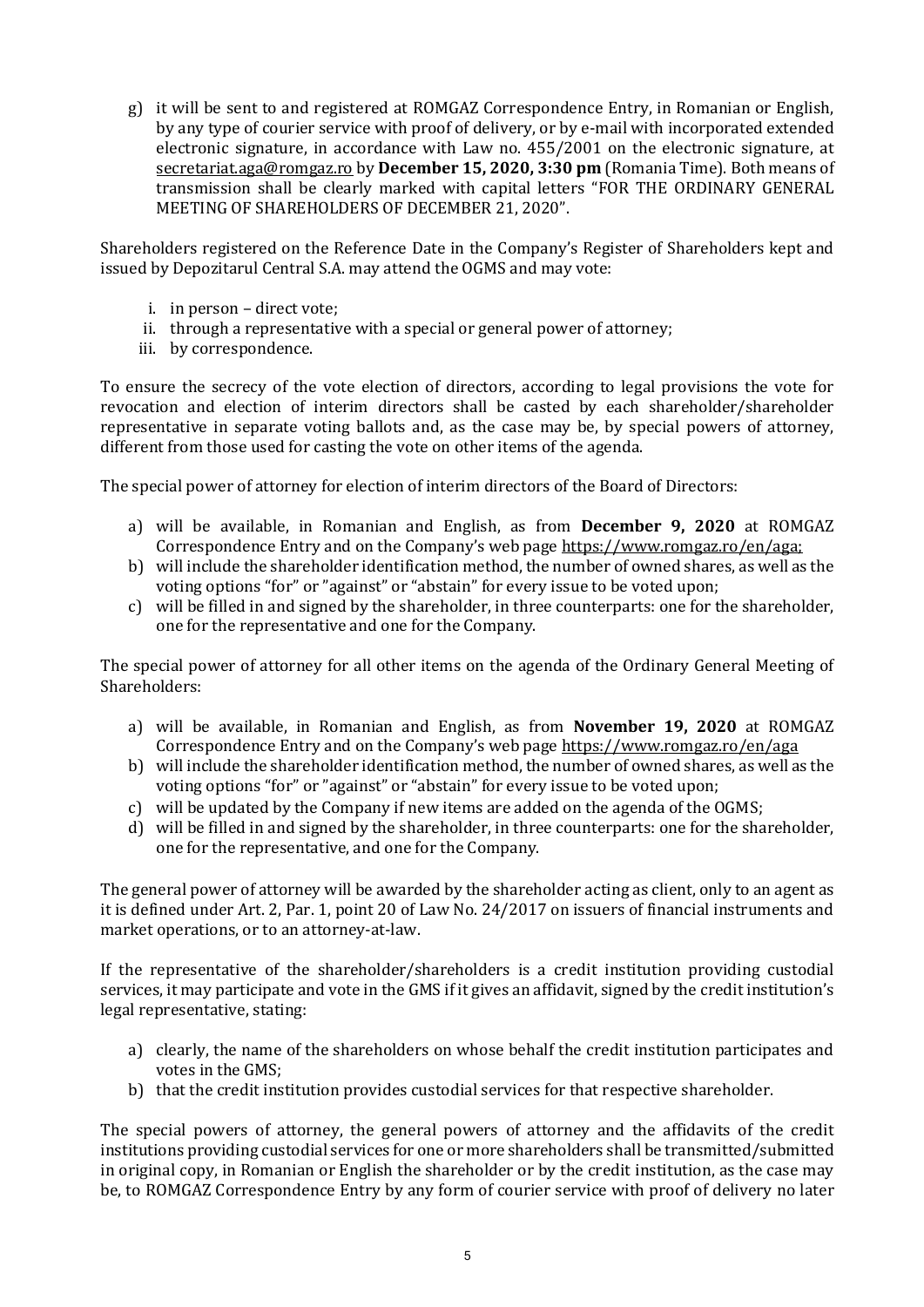g) it will be sent to and registered at ROMGAZ Correspondence Entry, in Romanian or English, by any type of courier service with proof of delivery, or by e-mail with incorporated extended electronic signature, in accordance with Law no. 455/2001 on the electronic signature, at secretariat.aga@romgaz.ro by **December 15, 2020, 3:30 pm** (Romania Time). Both means of transmission shall be clearly marked with capital letters "FOR THE ORDINARY GENERAL MEETING OF SHAREHOLDERS OF DECEMBER 21, 2020".

Shareholders registered on the Reference Date in the Company's Register of Shareholders kept and issued by Depozitarul Central S.A. may attend the OGMS and may vote:

i. in person – direct vote;
ii. through a representative with a special or general power of attorney;
iii. by correspondence.

To ensure the secrecy of the vote election of directors, according to legal provisions the vote for revocation and election of interim directors shall be casted by each shareholder/shareholder representative in separate voting ballots and, as the case may be, by special powers of attorney, different from those used for casting the vote on other items of the agenda.

The special power of attorney for election of interim directors of the Board of Directors:

a) will be available, in Romanian and English, as from **December 9, 2020** at ROMGAZ Correspondence Entry and on the Company's web page https://www.romgaz.ro/en/aga;
b) will include the shareholder identification method, the number of owned shares, as well as the voting options "for" or "against" or "abstain" for every issue to be voted upon;
c) will be filled in and signed by the shareholder, in three counterparts: one for the shareholder, one for the representative and one for the Company.

The special power of attorney for all other items on the agenda of the Ordinary General Meeting of Shareholders:

a) will be available, in Romanian and English, as from **November 19, 2020** at ROMGAZ Correspondence Entry and on the Company's web page https://www.romgaz.ro/en/aga
b) will include the shareholder identification method, the number of owned shares, as well as the voting options "for" or "against" or "abstain" for every issue to be voted upon;
c) will be updated by the Company if new items are added on the agenda of the OGMS;
d) will be filled in and signed by the shareholder, in three counterparts: one for the shareholder, one for the representative, and one for the Company.

The general power of attorney will be awarded by the shareholder acting as client, only to an agent as it is defined under Art. 2, Par. 1, point 20 of Law No. 24/2017 on issuers of financial instruments and market operations, or to an attorney-at-law.

If the representative of the shareholder/shareholders is a credit institution providing custodial services, it may participate and vote in the GMS if it gives an affidavit, signed by the credit institution's legal representative, stating:

a) clearly, the name of the shareholders on whose behalf the credit institution participates and votes in the GMS;
b) that the credit institution provides custodial services for that respective shareholder.

The special powers of attorney, the general powers of attorney and the affidavits of the credit institutions providing custodial services for one or more shareholders shall be transmitted/submitted in original copy, in Romanian or English the shareholder or by the credit institution, as the case may be, to ROMGAZ Correspondence Entry by any form of courier service with proof of delivery no later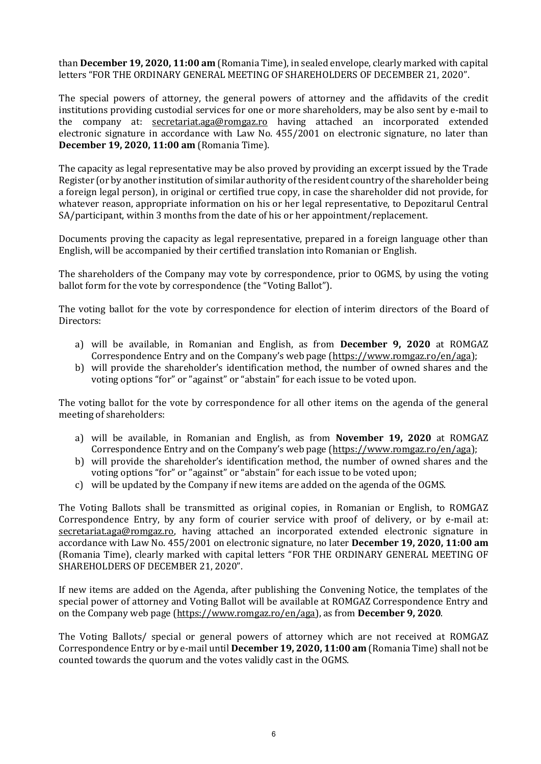than **December 19, 2020, 11:00 am** (Romania Time), in sealed envelope, clearly marked with capital letters "FOR THE ORDINARY GENERAL MEETING OF SHAREHOLDERS OF DECEMBER 21, 2020".

The special powers of attorney, the general powers of attorney and the affidavits of the credit institutions providing custodial services for one or more shareholders, may be also sent by e-mail to the company at: secretariat.aga@romgaz.ro having attached an incorporated extended electronic signature in accordance with Law No. 455/2001 on electronic signature, no later than **December 19, 2020, 11:00 am** (Romania Time).

The capacity as legal representative may be also proved by providing an excerpt issued by the Trade Register (or by another institution of similar authority of the resident country of the shareholder being a foreign legal person), in original or certified true copy, in case the shareholder did not provide, for whatever reason, appropriate information on his or her legal representative, to Depozitarul Central SA/participant, within 3 months from the date of his or her appointment/replacement.

Documents proving the capacity as legal representative, prepared in a foreign language other than English, will be accompanied by their certified translation into Romanian or English.

The shareholders of the Company may vote by correspondence, prior to OGMS, by using the voting ballot form for the vote by correspondence (the "Voting Ballot").

The voting ballot for the vote by correspondence for election of interim directors of the Board of Directors:

a) will be available, in Romanian and English, as from **December 9, 2020** at ROMGAZ Correspondence Entry and on the Company's web page (https://www.romgaz.ro/en/aga);
b) will provide the shareholder's identification method, the number of owned shares and the voting options "for" or "against" or "abstain" for each issue to be voted upon.

The voting ballot for the vote by correspondence for all other items on the agenda of the general meeting of shareholders:

a) will be available, in Romanian and English, as from **November 19, 2020** at ROMGAZ Correspondence Entry and on the Company's web page (https://www.romgaz.ro/en/aga);
b) will provide the shareholder's identification method, the number of owned shares and the voting options "for" or "against" or "abstain" for each issue to be voted upon;
c) will be updated by the Company if new items are added on the agenda of the OGMS.

The Voting Ballots shall be transmitted as original copies, in Romanian or English, to ROMGAZ Correspondence Entry, by any form of courier service with proof of delivery, or by e-mail at: secretariat.aga@romgaz.ro, having attached an incorporated extended electronic signature in accordance with Law No. 455/2001 on electronic signature, no later **December 19, 2020, 11:00 am** (Romania Time), clearly marked with capital letters "FOR THE ORDINARY GENERAL MEETING OF SHAREHOLDERS OF DECEMBER 21, 2020".

If new items are added on the Agenda, after publishing the Convening Notice, the templates of the special power of attorney and Voting Ballot will be available at ROMGAZ Correspondence Entry and on the Company web page (https://www.romgaz.ro/en/aga), as from **December 9, 2020**.

The Voting Ballots/ special or general powers of attorney which are not received at ROMGAZ Correspondence Entry or by e-mail until **December 19, 2020, 11:00 am** (Romania Time) shall not be counted towards the quorum and the votes validly cast in the OGMS.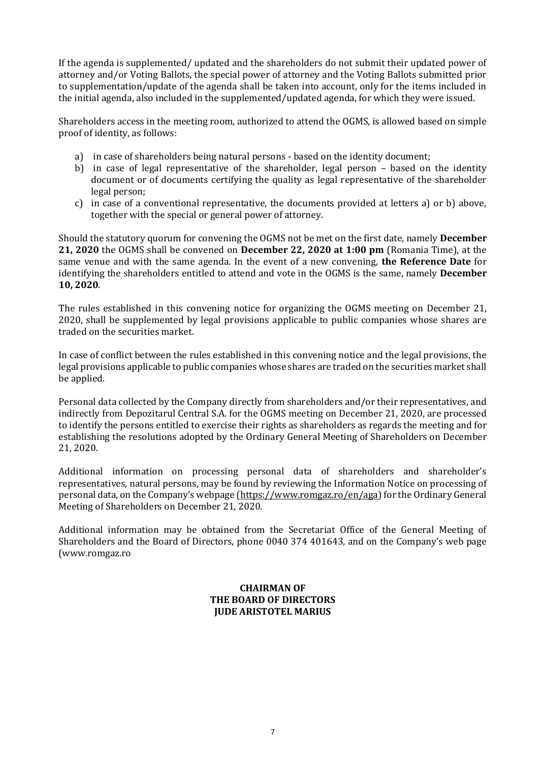If the agenda is supplemented/ updated and the shareholders do not submit their updated power of attorney and/or Voting Ballots, the special power of attorney and the Voting Ballots submitted prior to supplementation/update of the agenda shall be taken into account, only for the items included in the initial agenda, also included in the supplemented/updated agenda, for which they were issued.

Shareholders access in the meeting room, authorized to attend the OGMS, is allowed based on simple proof of identity, as follows:

a) in case of shareholders being natural persons - based on the identity document;
b) in case of legal representative of the shareholder, legal person – based on the identity document or of documents certifying the quality as legal representative of the shareholder legal person;
c) in case of a conventional representative, the documents provided at letters a) or b) above, together with the special or general power of attorney.

Should the statutory quorum for convening the OGMS not be met on the first date, namely **December 21, 2020** the OGMS shall be convened on **December 22, 2020 at 1:00 pm** (Romania Time), at the same venue and with the same agenda. In the event of a new convening, **the Reference Date** for identifying the shareholders entitled to attend and vote in the OGMS is the same, namely **December 10, 2020**.

The rules established in this convening notice for organizing the OGMS meeting on December 21, 2020, shall be supplemented by legal provisions applicable to public companies whose shares are traded on the securities market.

In case of conflict between the rules established in this convening notice and the legal provisions, the legal provisions applicable to public companies whose shares are traded on the securities market shall be applied.

Personal data collected by the Company directly from shareholders and/or their representatives, and indirectly from Depozitarul Central S.A. for the OGMS meeting on December 21, 2020, are processed to identify the persons entitled to exercise their rights as shareholders as regards the meeting and for establishing the resolutions adopted by the Ordinary General Meeting of Shareholders on December 21, 2020.

Additional information on processing personal data of shareholders and shareholder's representatives, natural persons, may be found by reviewing the Information Notice on processing of personal data, on the Company's webpage (https://www.romgaz.ro/en/aga) for the Ordinary General Meeting of Shareholders on December 21, 2020.

Additional information may be obtained from the Secretariat Office of the General Meeting of Shareholders and the Board of Directors, phone 0040 374 401643, and on the Company's web page (www.romgaz.ro

**CHAIRMAN OF**
**THE BOARD OF DIRECTORS**
**JUDE ARISTOTEL MARIUS**